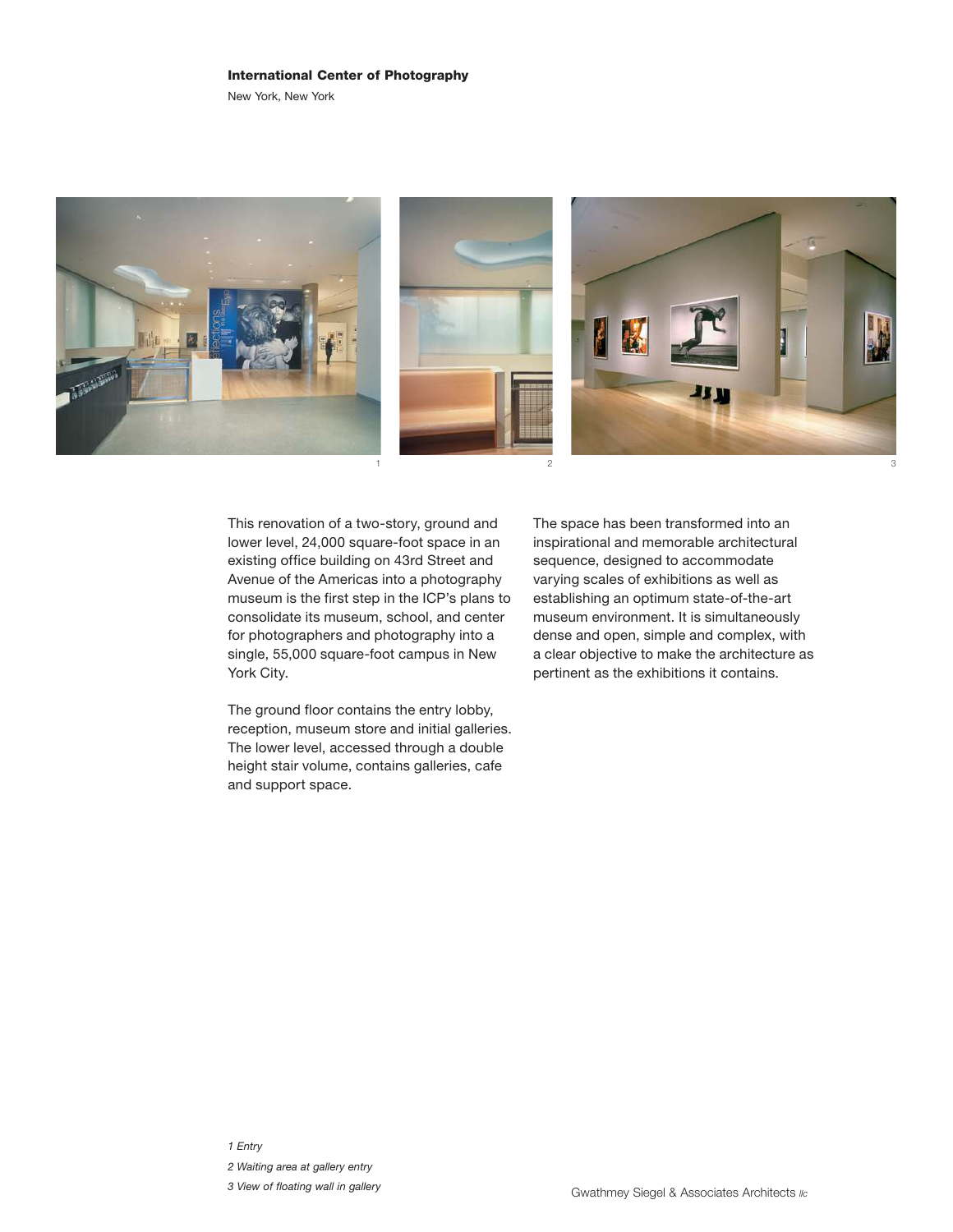**International Center of Photography**

New York, New York

This renovation of a two-story, ground and lower level, 24,000 square-foot space in an existing office building on 43rd Street and Avenue of the Americas into a photography museum is the first step in the ICP's plans to consolidate its museum, school, and center for photographers and photography into a single, 55,000 square-foot campus in New York City.

The ground floor contains the entry lobby, reception, museum store and initial galleries. The lower level, accessed through a double height stair volume, contains galleries, cafe and support space.

The space has been transformed into an inspirational and memorable architectural sequence, designed to accommodate varying scales of exhibitions as well as establishing an optimum state-of-the-art museum environment. It is simultaneously dense and open, simple and complex, with a clear objective to make the architecture as pertinent as the exhibitions it contains.

*1 Entry*

*2 Waiting area at gallery entry*

*3 View of floating wall in gallery*

Gwathmey Siegel & Associates Architects *llc*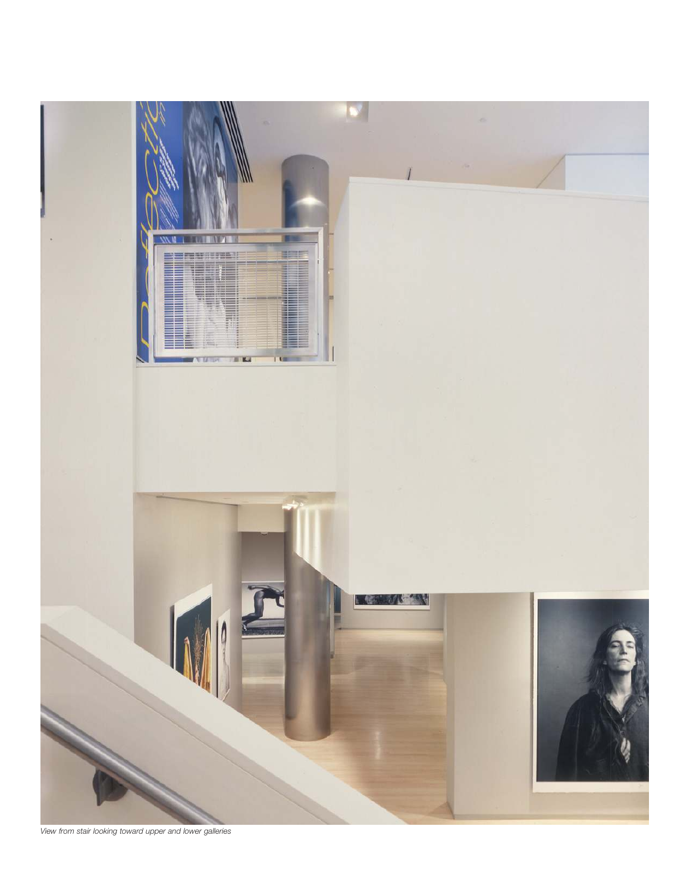*View from stair looking toward upper and lower galleries*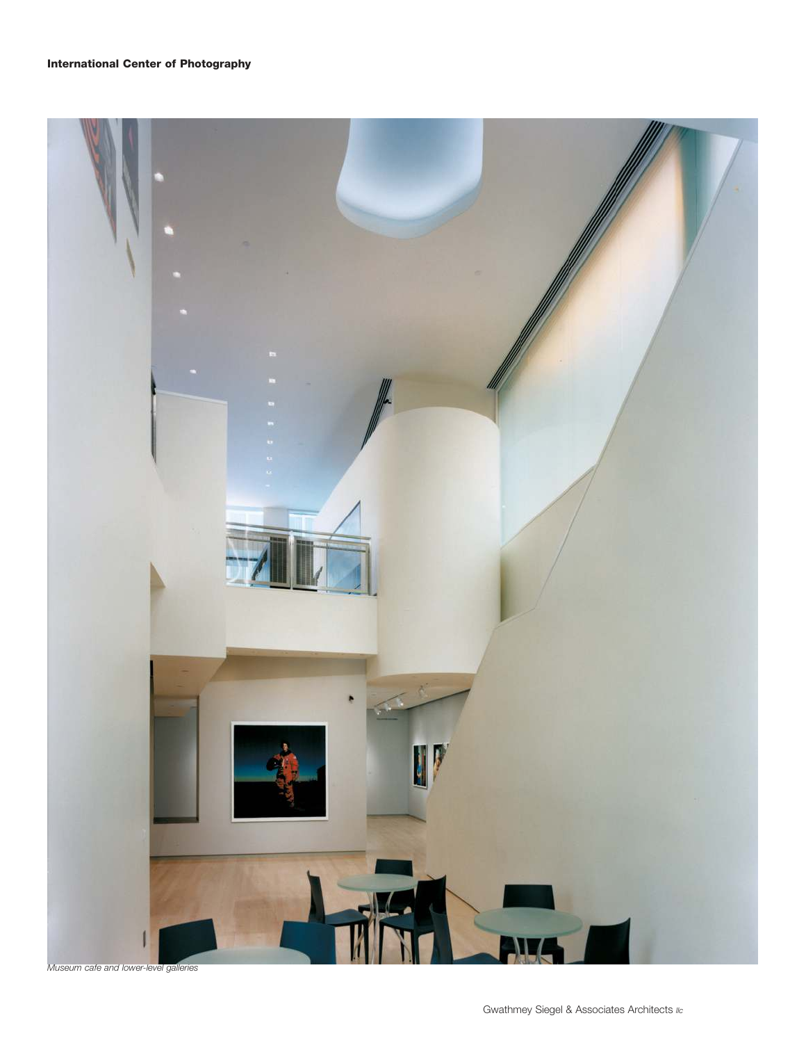*Museum cafe and lower-level galleries*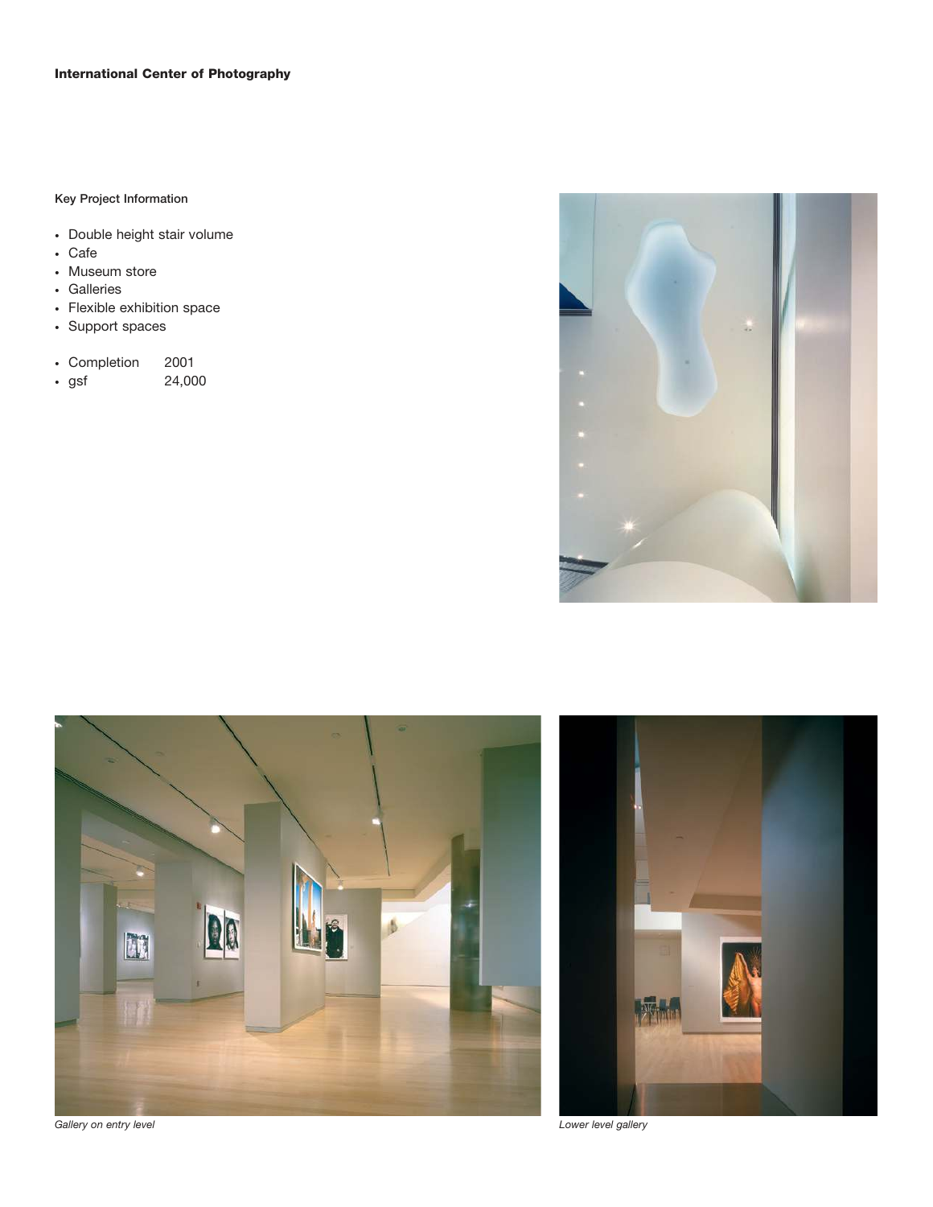**International Center of Photography**

**Key Project Information**

- Double height stair volume
- Cafe
- Museum store
- Galleries
- Flexible exhibition space
- Support spaces

- Completion 2001
- gsf 24,000

*Gallery on entry level*

*Lower level gallery*